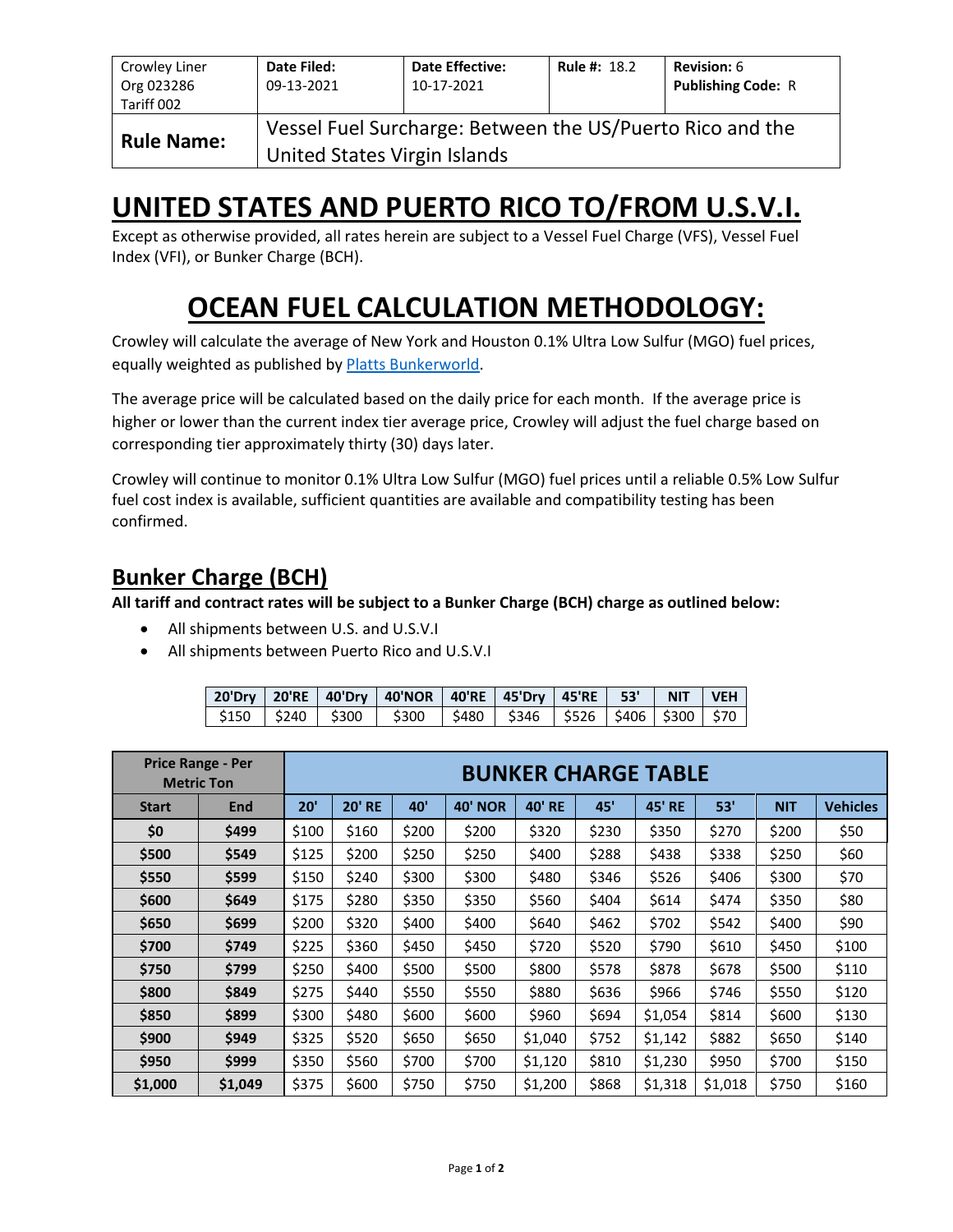| Crowley Liner Org 023286 Tariff 002 | Date Filed: 09-13-2021 | Date Effective: 10-17-2021 | Rule #: 18.2 | Revision: 6 Publishing Code: R |
|---|---|---|---|---|
| **Rule Name:** | Vessel Fuel Surcharge: Between the US/Puerto Rico and the United States Virgin Islands | | | |

# UNITED STATES AND PUERTO RICO TO/FROM U.S.V.I.

Except as otherwise provided, all rates herein are subject to a Vessel Fuel Charge (VFS), Vessel Fuel Index (VFI), or Bunker Charge (BCH).

# OCEAN FUEL CALCULATION METHODOLOGY:

Crowley will calculate the average of New York and Houston 0.1% Ultra Low Sulfur (MGO) fuel prices, equally weighted as published by Platts Bunkerworld.

The average price will be calculated based on the daily price for each month. If the average price is higher or lower than the current index tier average price, Crowley will adjust the fuel charge based on corresponding tier approximately thirty (30) days later.

Crowley will continue to monitor 0.1% Ultra Low Sulfur (MGO) fuel prices until a reliable 0.5% Low Sulfur fuel cost index is available, sufficient quantities are available and compatibility testing has been confirmed.

## Bunker Charge (BCH)

**All tariff and contract rates will be subject to a Bunker Charge (BCH) charge as outlined below:**

- All shipments between U.S. and U.S.V.I
- All shipments between Puerto Rico and U.S.V.I

| 20'Dry | 20'RE | 40'Dry | 40'NOR | 40'RE | 45'Dry | 45'RE | 53' | NIT | VEH |
|---|---|---|---|---|---|---|---|---|---|
| $150 | $240 | $300 | $300 | $480 | $346 | $526 | $406 | $300 | $70 |

| Price Range - Per Metric Ton | | BUNKER CHARGE TABLE | | | | | | | | | |
|---|---|---|---|---|---|---|---|---|---|---|---|
| **Start** | **End** | **20'** | **20' RE** | **40'** | **40' NOR** | **40' RE** | **45'** | **45' RE** | **53'** | **NIT** | **Vehicles** |
| **$0** | **$499** | $100 | $160 | $200 | $200 | $320 | $230 | $350 | $270 | $200 | $50 |
| **$500** | **$549** | $125 | $200 | $250 | $250 | $400 | $288 | $438 | $338 | $250 | $60 |
| **$550** | **$599** | $150 | $240 | $300 | $300 | $480 | $346 | $526 | $406 | $300 | $70 |
| **$600** | **$649** | $175 | $280 | $350 | $350 | $560 | $404 | $614 | $474 | $350 | $80 |
| **$650** | **$699** | $200 | $320 | $400 | $400 | $640 | $462 | $702 | $542 | $400 | $90 |
| **$700** | **$749** | $225 | $360 | $450 | $450 | $720 | $520 | $790 | $610 | $450 | $100 |
| **$750** | **$799** | $250 | $400 | $500 | $500 | $800 | $578 | $878 | $678 | $500 | $110 |
| **$800** | **$849** | $275 | $440 | $550 | $550 | $880 | $636 | $966 | $746 | $550 | $120 |
| **$850** | **$899** | $300 | $480 | $600 | $600 | $960 | $694 | $1,054 | $814 | $600 | $130 |
| **$900** | **$949** | $325 | $520 | $650 | $650 | $1,040 | $752 | $1,142 | $882 | $650 | $140 |
| **$950** | **$999** | $350 | $560 | $700 | $700 | $1,120 | $810 | $1,230 | $950 | $700 | $150 |
| **$1,000** | **$1,049** | $375 | $600 | $750 | $750 | $1,200 | $868 | $1,318 | $1,018 | $750 | $160 |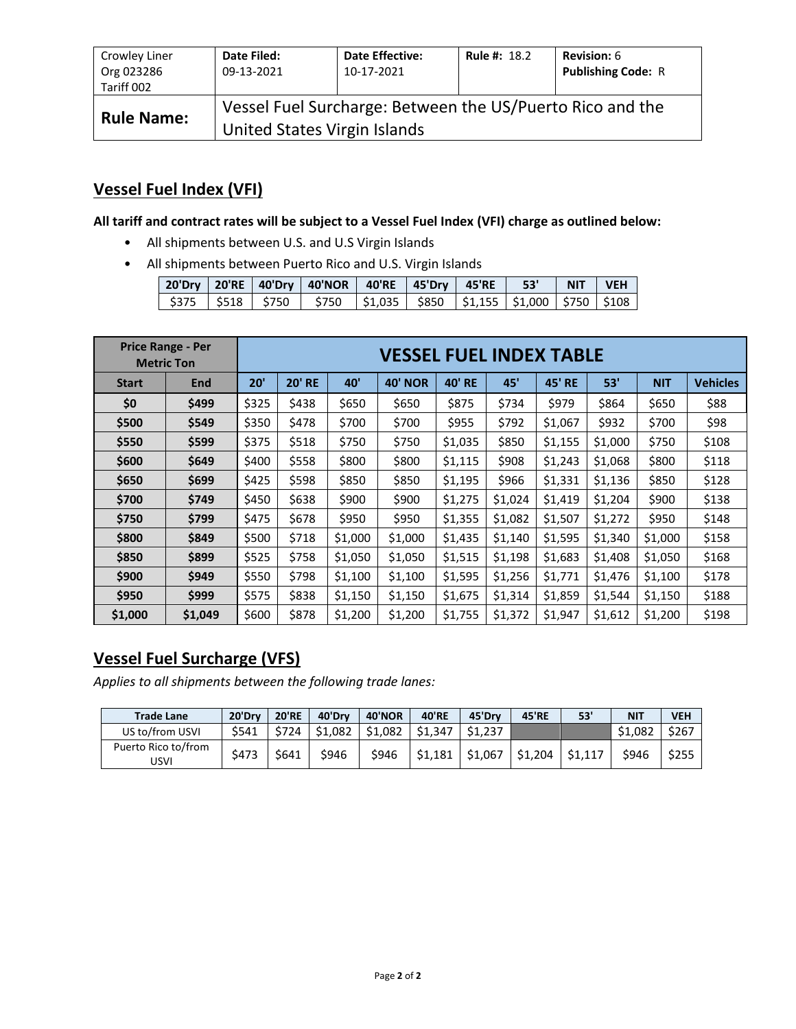| Crowley Liner<br>Org 023286<br>Tariff 002 | **Date Filed:**<br>09-13-2021 | **Date Effective:**<br>10-17-2021 | **Rule #:** 18.2 | **Revision:** 6<br>**Publishing Code:** R |
|---|---|---|---|---|
| **Rule Name:** | Vessel Fuel Surcharge: Between the US/Puerto Rico and the United States Virgin Islands | | | |

## Vessel Fuel Index (VFI)

**All tariff and contract rates will be subject to a Vessel Fuel Index (VFI) charge as outlined below:**

- All shipments between U.S. and U.S Virgin Islands
- All shipments between Puerto Rico and U.S. Virgin Islands

| 20'Dry | 20'RE | 40'Dry | 40'NOR | 40'RE | 45'Dry | 45'RE | 53' | NIT | VEH |
|---|---|---|---|---|---|---|---|---|---|
| $375 | $518 | $750 | $750 | $1,035 | $850 | $1,155 | $1,000 | $750 | $108 |

| Price Range - Per Metric Ton | | VESSEL FUEL INDEX TABLE | | | | | | | | | |
|---|---|---|---|---|---|---|---|---|---|---|---|
| **Start** | **End** | **20'** | **20' RE** | **40'** | **40' NOR** | **40' RE** | **45'** | **45' RE** | **53'** | **NIT** | **Vehicles** |
| **$0** | **$499** | $325 | $438 | $650 | $650 | $875 | $734 | $979 | $864 | $650 | $88 |
| **$500** | **$549** | $350 | $478 | $700 | $700 | $955 | $792 | $1,067 | $932 | $700 | $98 |
| **$550** | **$599** | $375 | $518 | $750 | $750 | $1,035 | $850 | $1,155 | $1,000 | $750 | $108 |
| **$600** | **$649** | $400 | $558 | $800 | $800 | $1,115 | $908 | $1,243 | $1,068 | $800 | $118 |
| **$650** | **$699** | $425 | $598 | $850 | $850 | $1,195 | $966 | $1,331 | $1,136 | $850 | $128 |
| **$700** | **$749** | $450 | $638 | $900 | $900 | $1,275 | $1,024 | $1,419 | $1,204 | $900 | $138 |
| **$750** | **$799** | $475 | $678 | $950 | $950 | $1,355 | $1,082 | $1,507 | $1,272 | $950 | $148 |
| **$800** | **$849** | $500 | $718 | $1,000 | $1,000 | $1,435 | $1,140 | $1,595 | $1,340 | $1,000 | $158 |
| **$850** | **$899** | $525 | $758 | $1,050 | $1,050 | $1,515 | $1,198 | $1,683 | $1,408 | $1,050 | $168 |
| **$900** | **$949** | $550 | $798 | $1,100 | $1,100 | $1,595 | $1,256 | $1,771 | $1,476 | $1,100 | $178 |
| **$950** | **$999** | $575 | $838 | $1,150 | $1,150 | $1,675 | $1,314 | $1,859 | $1,544 | $1,150 | $188 |
| **$1,000** | **$1,049** | $600 | $878 | $1,200 | $1,200 | $1,755 | $1,372 | $1,947 | $1,612 | $1,200 | $198 |

## Vessel Fuel Surcharge (VFS)

*Applies to all shipments between the following trade lanes:*

| Trade Lane | 20'Dry | 20'RE | 40'Dry | 40'NOR | 40'RE | 45'Dry | 45'RE | 53' | NIT | VEH |
|---|---|---|---|---|---|---|---|---|---|---|
| US to/from USVI | $541 | $724 | $1,082 | $1,082 | $1,347 | $1,237 | | | $1,082 | $267 |
| Puerto Rico to/from USVI | $473 | $641 | $946 | $946 | $1,181 | $1,067 | $1,204 | $1,117 | $946 | $255 |